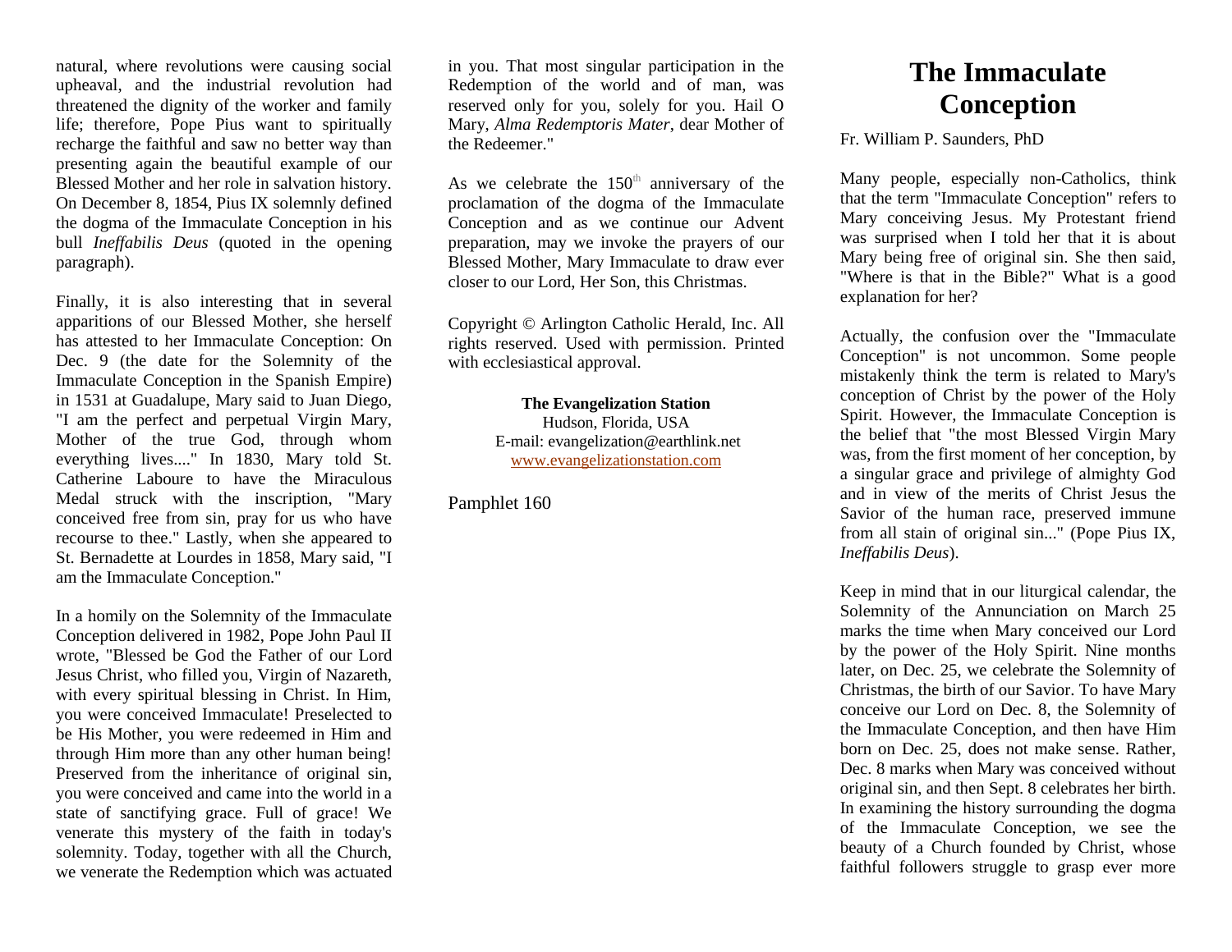# The Immaculate Conception

Fr. William P. Saunders, PhD

Many people, especially non-Catholics, think that the term "Immaculate Conception" refers to Mary conceiving Jesus. My Protestant friend was surprised when I told her that it is about Mary being free of original sin. She then said, "Where is that in the Bible?" What is a good explanation for her?

Actually, the confusion over the "Immaculate Conception" is not uncommon. Some people mistakenly think the term is related to Mary's conception of Christ by the power of the Holy Spirit. However, the Immaculate Conception is the belief that "the most Blessed Virgin Mary was, from the first moment of her conception, by a singular grace and privilege of almighty God and in view of the merits of Christ Jesus the Savior of the human race, preserved immune from all stain of original sin..." (Pope Pius IX, *Ineffabilis Deus*).

Keep in mind that in our liturgical calendar, the Solemnity of the Annunciation on March 25 marks the time when Mary conceived our Lord by the power of the Holy Spirit. Nine months later, on Dec. 25, we celebrate the Solemnity of Christmas, the birth of our Savior. To have Mary conceive our Lord on Dec. 8, the Solemnity of the Immaculate Conception, and then have Him born on Dec. 25, does not make sense. Rather, Dec. 8 marks when Mary was conceived without original sin, and then Sept. 8 celebrates her birth. In examining the history surrounding the dogma of the Immaculate Conception, we see the beauty of a Church founded by Christ, whose faithful followers struggle to grasp ever more

natural, where revolutions were causing social upheaval, and the industrial revolution had threatened the dignity of the worker and family life; therefore, Pope Pius want to spiritually recharge the faithful and saw no better way than presenting again the beautiful example of our Blessed Mother and her role in salvation history. On December 8, 1854, Pius IX solemnly defined the dogma of the Immaculate Conception in his bull *Ineffabilis Deus* (quoted in the opening paragraph).

Finally, it is also interesting that in several apparitions of our Blessed Mother, she herself has attested to her Immaculate Conception: On Dec. 9 (the date for the Solemnity of the Immaculate Conception in the Spanish Empire) in 1531 at Guadalupe, Mary said to Juan Diego, "I am the perfect and perpetual Virgin Mary, Mother of the true God, through whom everything lives...." In 1830, Mary told St. Catherine Laboure to have the Miraculous Medal struck with the inscription, "Mary conceived free from sin, pray for us who have recourse to thee." Lastly, when she appeared to St. Bernadette at Lourdes in 1858, Mary said, "I am the Immaculate Conception."

In a homily on the Solemnity of the Immaculate Conception delivered in 1982, Pope John Paul II wrote, "Blessed be God the Father of our Lord Jesus Christ, who filled you, Virgin of Nazareth, with every spiritual blessing in Christ. In Him, you were conceived Immaculate! Preselected to be His Mother, you were redeemed in Him and through Him more than any other human being! Preserved from the inheritance of original sin, you were conceived and came into the world in a state of sanctifying grace. Full of grace! We venerate this mystery of the faith in today's solemnity. Today, together with all the Church, we venerate the Redemption which was actuated in you. That most singular participation in the Redemption of the world and of man, was reserved only for you, solely for you. Hail O Mary, *Alma Redemptoris Mater*, dear Mother of the Redeemer."

As we celebrate the 150th anniversary of the proclamation of the dogma of the Immaculate Conception and as we continue our Advent preparation, may we invoke the prayers of our Blessed Mother, Mary Immaculate to draw ever closer to our Lord, Her Son, this Christmas.

Copyright © Arlington Catholic Herald, Inc. All rights reserved. Used with permission. Printed with ecclesiastical approval.

**The Evangelization Station**
Hudson, Florida, USA
E-mail: evangelization@earthlink.net
www.evangelizationstation.com

Pamphlet 160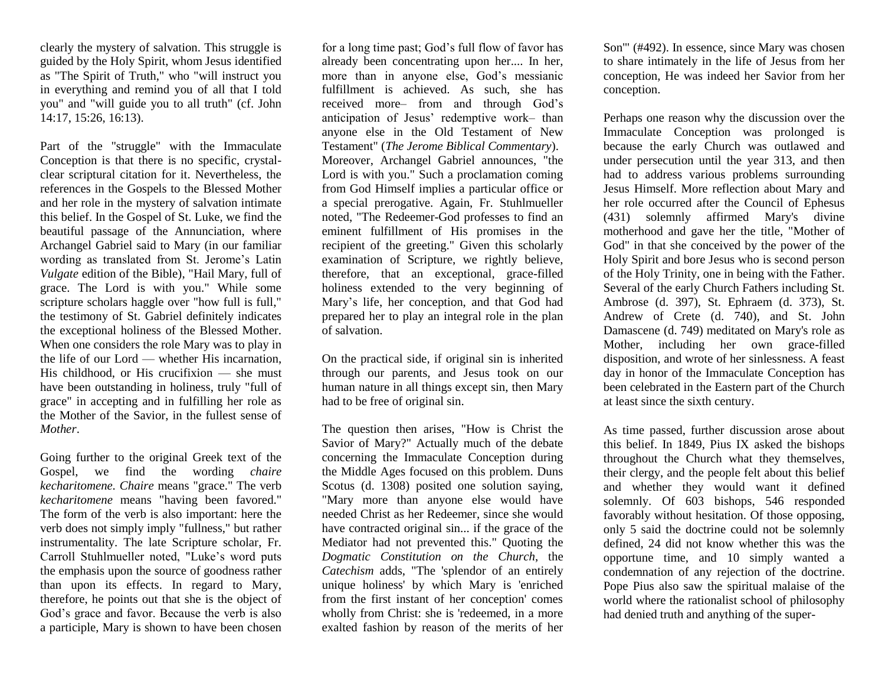clearly the mystery of salvation. This struggle is guided by the Holy Spirit, whom Jesus identified as "The Spirit of Truth," who "will instruct you in everything and remind you of all that I told you" and "will guide you to all truth" (cf. John 14:17, 15:26, 16:13).

Part of the "struggle" with the Immaculate Conception is that there is no specific, crystal-clear scriptural citation for it. Nevertheless, the references in the Gospels to the Blessed Mother and her role in the mystery of salvation intimate this belief. In the Gospel of St. Luke, we find the beautiful passage of the Annunciation, where Archangel Gabriel said to Mary (in our familiar wording as translated from St. Jerome's Latin *Vulgate* edition of the Bible), "Hail Mary, full of grace. The Lord is with you." While some scripture scholars haggle over "how full is full," the testimony of St. Gabriel definitely indicates the exceptional holiness of the Blessed Mother. When one considers the role Mary was to play in the life of our Lord — whether His incarnation, His childhood, or His crucifixion — she must have been outstanding in holiness, truly "full of grace" in accepting and in fulfilling her role as the Mother of the Savior, in the fullest sense of *Mother*.

Going further to the original Greek text of the Gospel, we find the wording *chaire kecharitomene*. *Chaire* means "grace." The verb *kecharitomene* means "having been favored." The form of the verb is also important: here the verb does not simply imply "fullness," but rather instrumentality. The late Scripture scholar, Fr. Carroll Stuhlmueller noted, "Luke's word puts the emphasis upon the source of goodness rather than upon its effects. In regard to Mary, therefore, he points out that she is the object of God's grace and favor. Because the verb is also a participle, Mary is shown to have been chosen for a long time past; God's full flow of favor has already been concentrating upon her.... In her, more than in anyone else, God's messianic fulfillment is achieved. As such, she has received more– from and through God's anticipation of Jesus' redemptive work– than anyone else in the Old Testament of New Testament" (*The Jerome Biblical Commentary*). Moreover, Archangel Gabriel announces, "the Lord is with you." Such a proclamation coming from God Himself implies a particular office or a special prerogative. Again, Fr. Stuhlmueller noted, "The Redeemer-God professes to find an eminent fulfillment of His promises in the recipient of the greeting." Given this scholarly examination of Scripture, we rightly believe, therefore, that an exceptional, grace-filled holiness extended to the very beginning of Mary's life, her conception, and that God had prepared her to play an integral role in the plan of salvation.

On the practical side, if original sin is inherited through our parents, and Jesus took on our human nature in all things except sin, then Mary had to be free of original sin.

The question then arises, "How is Christ the Savior of Mary?" Actually much of the debate concerning the Immaculate Conception during the Middle Ages focused on this problem. Duns Scotus (d. 1308) posited one solution saying, "Mary more than anyone else would have needed Christ as her Redeemer, since she would have contracted original sin... if the grace of the Mediator had not prevented this." Quoting the *Dogmatic Constitution on the Church*, the *Catechism* adds, "The 'splendor of an entirely unique holiness' by which Mary is 'enriched from the first instant of her conception' comes wholly from Christ: she is 'redeemed, in a more exalted fashion by reason of the merits of her Son'" (#492). In essence, since Mary was chosen to share intimately in the life of Jesus from her conception, He was indeed her Savior from her conception.

Perhaps one reason why the discussion over the Immaculate Conception was prolonged is because the early Church was outlawed and under persecution until the year 313, and then had to address various problems surrounding Jesus Himself. More reflection about Mary and her role occurred after the Council of Ephesus (431) solemnly affirmed Mary's divine motherhood and gave her the title, "Mother of God" in that she conceived by the power of the Holy Spirit and bore Jesus who is second person of the Holy Trinity, one in being with the Father. Several of the early Church Fathers including St. Ambrose (d. 397), St. Ephraem (d. 373), St. Andrew of Crete (d. 740), and St. John Damascene (d. 749) meditated on Mary's role as Mother, including her own grace-filled disposition, and wrote of her sinlessness. A feast day in honor of the Immaculate Conception has been celebrated in the Eastern part of the Church at least since the sixth century.

As time passed, further discussion arose about this belief. In 1849, Pius IX asked the bishops throughout the Church what they themselves, their clergy, and the people felt about this belief and whether they would want it defined solemnly. Of 603 bishops, 546 responded favorably without hesitation. Of those opposing, only 5 said the doctrine could not be solemnly defined, 24 did not know whether this was the opportune time, and 10 simply wanted a condemnation of any rejection of the doctrine. Pope Pius also saw the spiritual malaise of the world where the rationalist school of philosophy had denied truth and anything of the super-